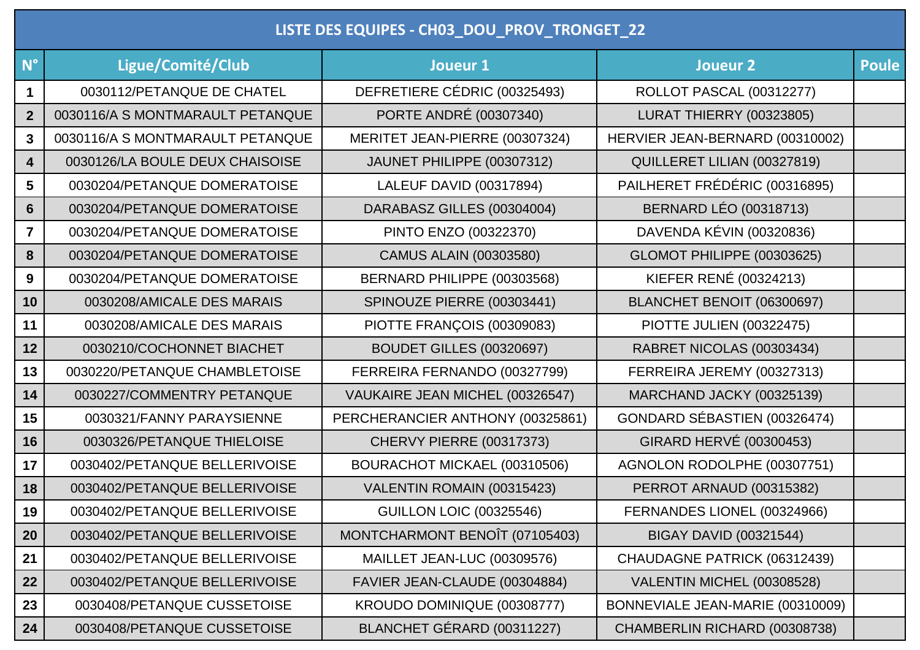| LISTE DES EQUIPES - CH03_DOU_PROV_TRONGET_22 | | | | |
|---|---|---|---|---|
| **N°** | **Ligue/Comité/Club** | **Joueur 1** | **Joueur 2** | **Poule** |
| 1 | 0030112/PETANQUE DE CHATEL | DEFRETIERE CÉDRIC (00325493) | ROLLOT PASCAL (00312277) | |
| 2 | 0030116/A S MONTMARAULT PETANQUE | PORTE ANDRÉ (00307340) | LURAT THIERRY (00323805) | |
| 3 | 0030116/A S MONTMARAULT PETANQUE | MERITET JEAN-PIERRE (00307324) | HERVIER JEAN-BERNARD (00310002) | |
| 4 | 0030126/LA BOULE DEUX CHAISOISE | JAUNET PHILIPPE (00307312) | QUILLERET LILIAN (00327819) | |
| 5 | 0030204/PETANQUE DOMERATOISE | LALEUF DAVID (00317894) | PAILHERET FRÉDÉRIC (00316895) | |
| 6 | 0030204/PETANQUE DOMERATOISE | DARABASZ GILLES (00304004) | BERNARD LÉO (00318713) | |
| 7 | 0030204/PETANQUE DOMERATOISE | PINTO ENZO (00322370) | DAVENDA KÉVIN (00320836) | |
| 8 | 0030204/PETANQUE DOMERATOISE | CAMUS ALAIN (00303580) | GLOMOT PHILIPPE (00303625) | |
| 9 | 0030204/PETANQUE DOMERATOISE | BERNARD PHILIPPE (00303568) | KIEFER RENÉ (00324213) | |
| 10 | 0030208/AMICALE DES MARAIS | SPINOUZE PIERRE (00303441) | BLANCHET BENOIT (06300697) | |
| 11 | 0030208/AMICALE DES MARAIS | PIOTTE FRANÇOIS (00309083) | PIOTTE JULIEN (00322475) | |
| 12 | 0030210/COCHONNET BIACHET | BOUDET GILLES (00320697) | RABRET NICOLAS (00303434) | |
| 13 | 0030220/PETANQUE CHAMBLETOISE | FERREIRA FERNANDO (00327799) | FERREIRA JEREMY (00327313) | |
| 14 | 0030227/COMMENTRY PETANQUE | VAUKAIRE JEAN MICHEL (00326547) | MARCHAND JACKY (00325139) | |
| 15 | 0030321/FANNY PARAYSIENNE | PERCHERANCIER ANTHONY (00325861) | GONDARD SÉBASTIEN (00326474) | |
| 16 | 0030326/PETANQUE THIELOISE | CHERVY PIERRE (00317373) | GIRARD HERVÉ (00300453) | |
| 17 | 0030402/PETANQUE BELLERIVOISE | BOURACHOT MICKAEL (00310506) | AGNOLON RODOLPHE (00307751) | |
| 18 | 0030402/PETANQUE BELLERIVOISE | VALENTIN ROMAIN (00315423) | PERROT ARNAUD (00315382) | |
| 19 | 0030402/PETANQUE BELLERIVOISE | GUILLON LOIC (00325546) | FERNANDES LIONEL (00324966) | |
| 20 | 0030402/PETANQUE BELLERIVOISE | MONTCHARMONT BENOÎT (07105403) | BIGAY DAVID (00321544) | |
| 21 | 0030402/PETANQUE BELLERIVOISE | MAILLET JEAN-LUC (00309576) | CHAUDAGNE PATRICK (06312439) | |
| 22 | 0030402/PETANQUE BELLERIVOISE | FAVIER JEAN-CLAUDE (00304884) | VALENTIN MICHEL (00308528) | |
| 23 | 0030408/PETANQUE CUSSETOISE | KROUDO DOMINIQUE (00308777) | BONNEVIALE JEAN-MARIE (00310009) | |
| 24 | 0030408/PETANQUE CUSSETOISE | BLANCHET GÉRARD (00311227) | CHAMBERLIN RICHARD (00308738) | |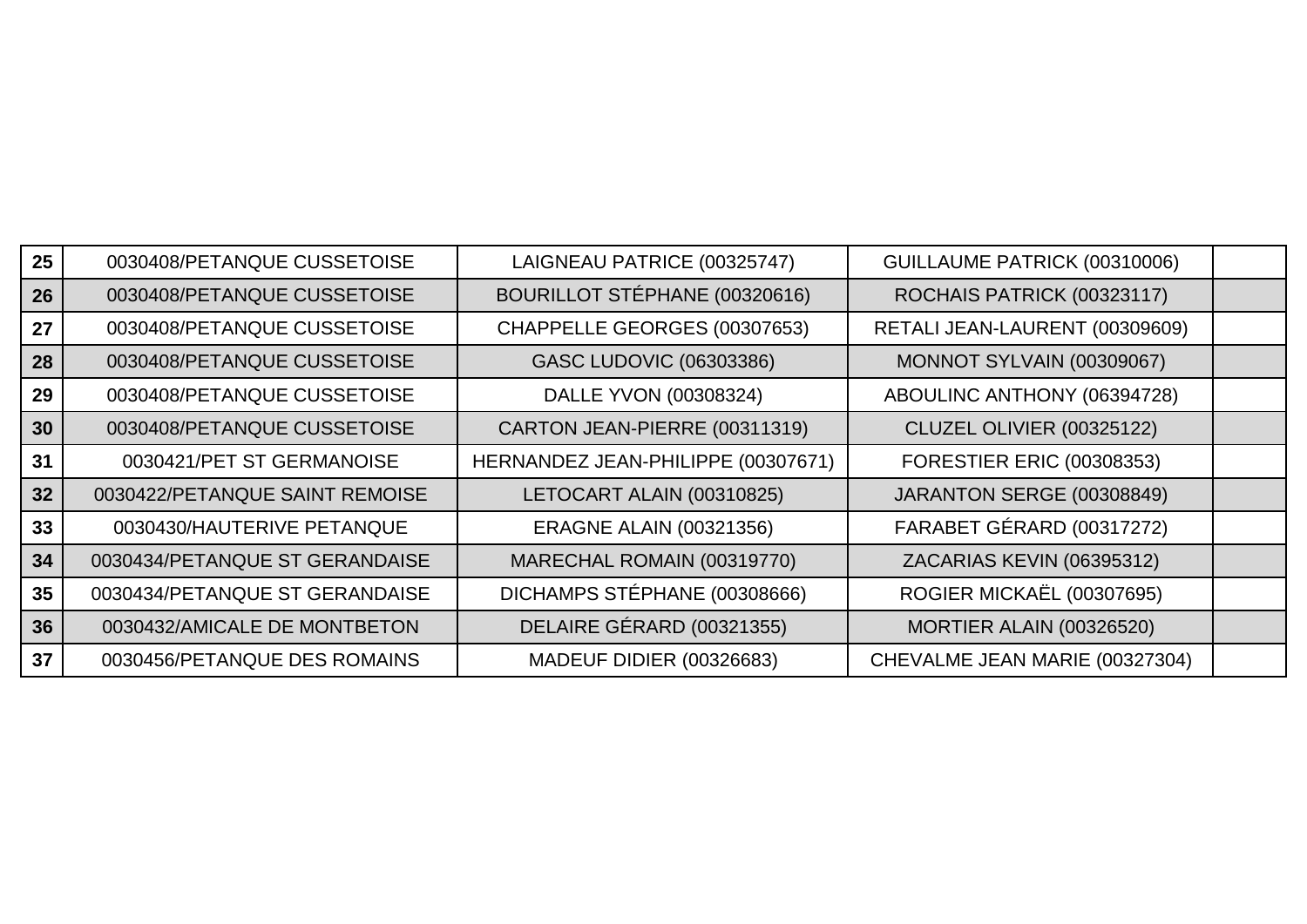| | | | | |
|---|---|---|---|---|
| **25** | 0030408/PETANQUE CUSSETOISE | LAIGNEAU PATRICE (00325747) | GUILLAUME PATRICK (00310006) | |
| **26** | 0030408/PETANQUE CUSSETOISE | BOURILLOT STÉPHANE (00320616) | ROCHAIS PATRICK (00323117) | |
| **27** | 0030408/PETANQUE CUSSETOISE | CHAPPELLE GEORGES (00307653) | RETALI JEAN-LAURENT (00309609) | |
| **28** | 0030408/PETANQUE CUSSETOISE | GASC LUDOVIC (06303386) | MONNOT SYLVAIN (00309067) | |
| **29** | 0030408/PETANQUE CUSSETOISE | DALLE YVON (00308324) | ABOULINC ANTHONY (06394728) | |
| **30** | 0030408/PETANQUE CUSSETOISE | CARTON JEAN-PIERRE (00311319) | CLUZEL OLIVIER (00325122) | |
| **31** | 0030421/PET ST GERMANOISE | HERNANDEZ JEAN-PHILIPPE (00307671) | FORESTIER ERIC (00308353) | |
| **32** | 0030422/PETANQUE SAINT REMOISE | LETOCART ALAIN (00310825) | JARANTON SERGE (00308849) | |
| **33** | 0030430/HAUTERIVE PETANQUE | ERAGNE ALAIN (00321356) | FARABET GÉRARD (00317272) | |
| **34** | 0030434/PETANQUE ST GERANDAISE | MARECHAL ROMAIN (00319770) | ZACARIAS KEVIN (06395312) | |
| **35** | 0030434/PETANQUE ST GERANDAISE | DICHAMPS STÉPHANE (00308666) | ROGIER MICKAËL (00307695) | |
| **36** | 0030432/AMICALE DE MONTBETON | DELAIRE GÉRARD (00321355) | MORTIER ALAIN (00326520) | |
| **37** | 0030456/PETANQUE DES ROMAINS | MADEUF DIDIER (00326683) | CHEVALME JEAN MARIE (00327304) | |